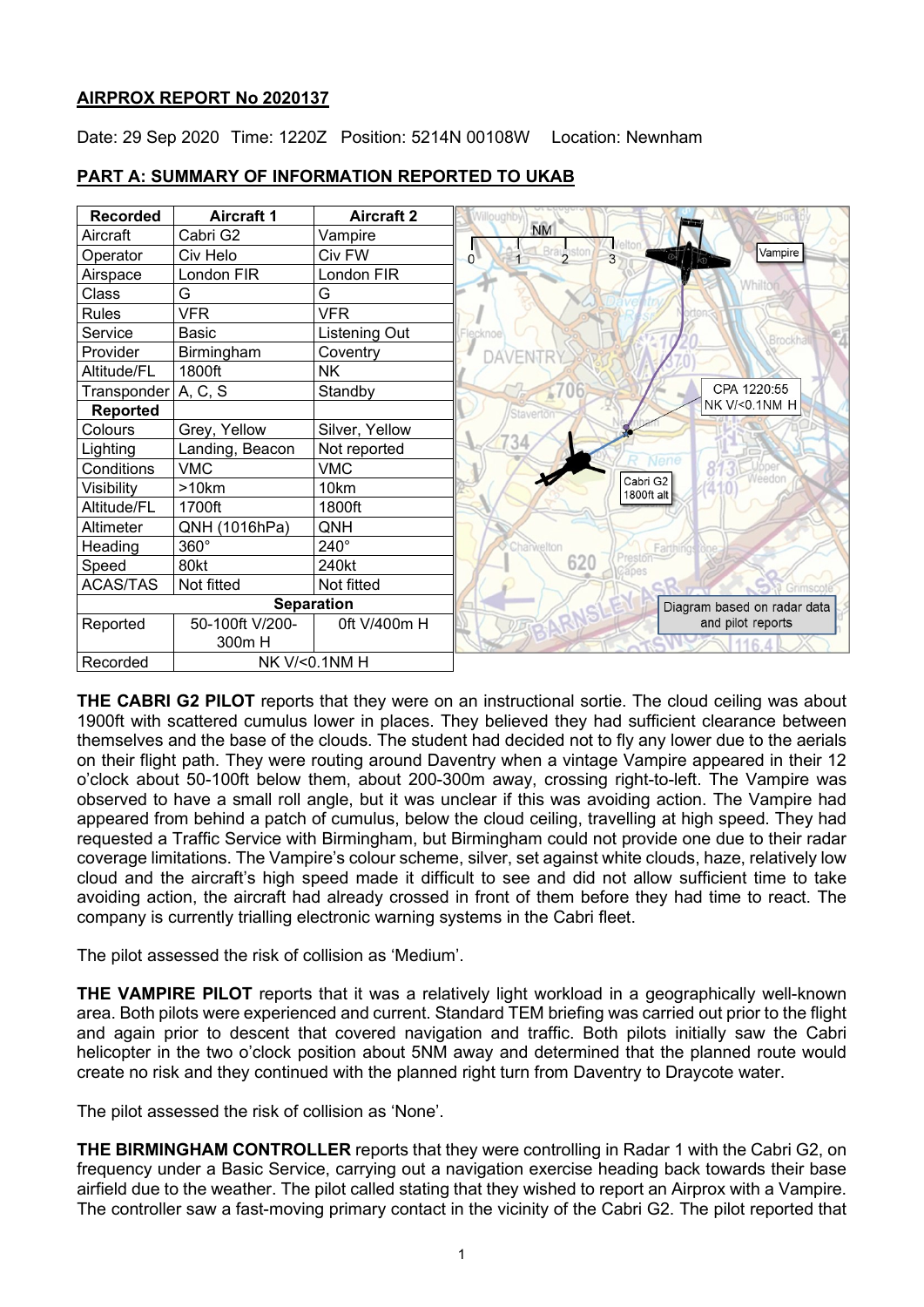**AIRPROX REPORT No 2020137**

Date: 29 Sep 2020 Time: 1220Z Position: 5214N 00108W Location: Newnham

**PART A: SUMMARY OF INFORMATION REPORTED TO UKAB**

| Recorded | Aircraft 1 | Aircraft 2 |
|---|---|---|
| Aircraft | Cabri G2 | Vampire |
| Operator | Civ Helo | Civ FW |
| Airspace | London FIR | London FIR |
| Class | G | G |
| Rules | VFR | VFR |
| Service | Basic | Listening Out |
| Provider | Birmingham | Coventry |
| Altitude/FL | 1800ft | NK |
| Transponder | A, C, S | Standby |
| **Reported** | | |
| Colours | Grey, Yellow | Silver, Yellow |
| Lighting | Landing, Beacon | Not reported |
| Conditions | VMC | VMC |
| Visibility | >10km | 10km |
| Altitude/FL | 1700ft | 1800ft |
| Altimeter | QNH (1016hPa) | QNH |
| Heading | 360° | 240° |
| Speed | 80kt | 240kt |
| ACAS/TAS | Not fitted | Not fitted |
| **Separation** | | |
| Reported | 50-100ft V/200-300m H | 0ft V/400m H |
| Recorded | NK V/<0.1NM H | |

Diagram based on radar data and pilot reports. CPA 1220:55 NK V/<0.1NM H. Cabri G2 1800ft alt.

**THE CABRI G2 PILOT** reports that they were on an instructional sortie. The cloud ceiling was about 1900ft with scattered cumulus lower in places. They believed they had sufficient clearance between themselves and the base of the clouds. The student had decided not to fly any lower due to the aerials on their flight path. They were routing around Daventry when a vintage Vampire appeared in their 12 o'clock about 50-100ft below them, about 200-300m away, crossing right-to-left. The Vampire was observed to have a small roll angle, but it was unclear if this was avoiding action. The Vampire had appeared from behind a patch of cumulus, below the cloud ceiling, travelling at high speed. They had requested a Traffic Service with Birmingham, but Birmingham could not provide one due to their radar coverage limitations. The Vampire's colour scheme, silver, set against white clouds, haze, relatively low cloud and the aircraft's high speed made it difficult to see and did not allow sufficient time to take avoiding action, the aircraft had already crossed in front of them before they had time to react. The company is currently trialling electronic warning systems in the Cabri fleet.

The pilot assessed the risk of collision as 'Medium'.

**THE VAMPIRE PILOT** reports that it was a relatively light workload in a geographically well-known area. Both pilots were experienced and current. Standard TEM briefing was carried out prior to the flight and again prior to descent that covered navigation and traffic. Both pilots initially saw the Cabri helicopter in the two o'clock position about 5NM away and determined that the planned route would create no risk and they continued with the planned right turn from Daventry to Draycote water.

The pilot assessed the risk of collision as 'None'.

**THE BIRMINGHAM CONTROLLER** reports that they were controlling in Radar 1 with the Cabri G2, on frequency under a Basic Service, carrying out a navigation exercise heading back towards their base airfield due to the weather. The pilot called stating that they wished to report an Airprox with a Vampire. The controller saw a fast-moving primary contact in the vicinity of the Cabri G2. The pilot reported that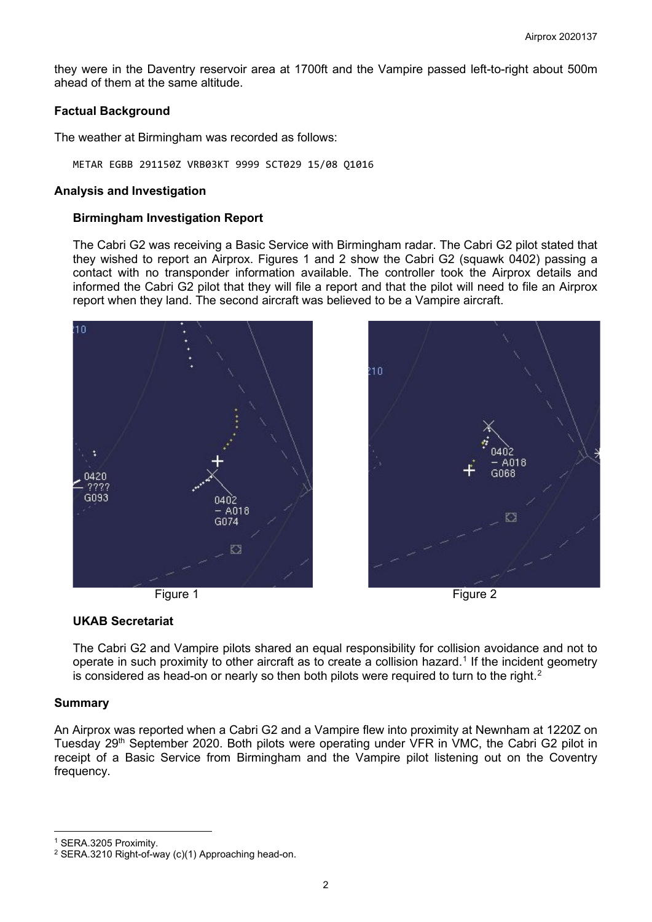they were in the Daventry reservoir area at 1700ft and the Vampire passed left-to-right about 500m ahead of them at the same altitude.

## Factual Background

The weather at Birmingham was recorded as follows:

```
METAR EGBB 291150Z VRB03KT 9999 SCT029 15/08 Q1016
```

## Analysis and Investigation

### Birmingham Investigation Report

The Cabri G2 was receiving a Basic Service with Birmingham radar. The Cabri G2 pilot stated that they wished to report an Airprox. Figures 1 and 2 show the Cabri G2 (squawk 0402) passing a contact with no transponder information available. The controller took the Airprox details and informed the Cabri G2 pilot that they will file a report and that the pilot will need to file an Airprox report when they land. The second aircraft was believed to be a Vampire aircraft.

Figure 1

Figure 2

### UKAB Secretariat

The Cabri G2 and Vampire pilots shared an equal responsibility for collision avoidance and not to operate in such proximity to other aircraft as to create a collision hazard.[1] If the incident geometry is considered as head-on or nearly so then both pilots were required to turn to the right.[2]

## Summary

An Airprox was reported when a Cabri G2 and a Vampire flew into proximity at Newnham at 1220Z on Tuesday 29th September 2020. Both pilots were operating under VFR in VMC, the Cabri G2 pilot in receipt of a Basic Service from Birmingham and the Vampire pilot listening out on the Coventry frequency.

[1] SERA.3205 Proximity.

[2] SERA.3210 Right-of-way (c)(1) Approaching head-on.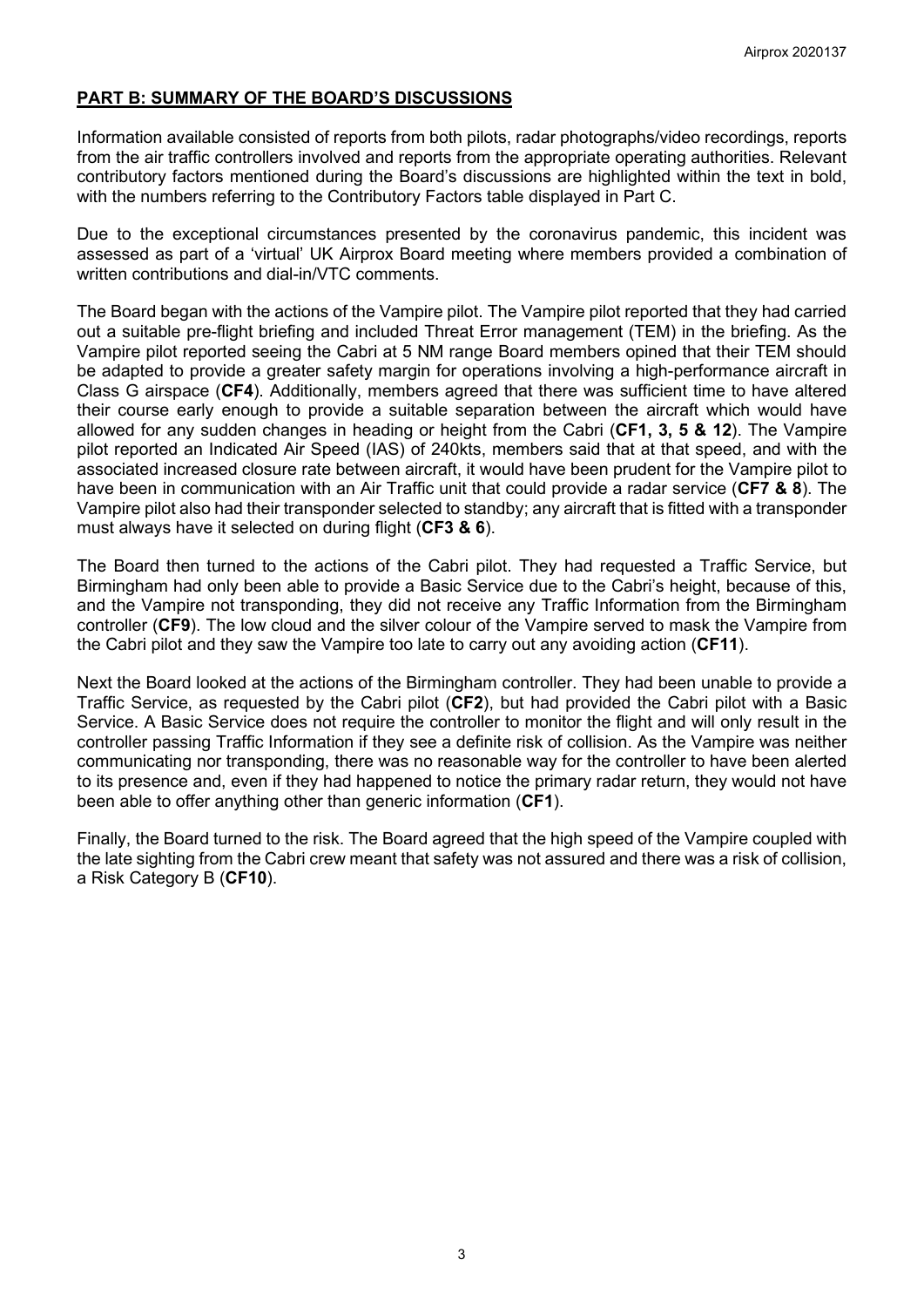## PART B: SUMMARY OF THE BOARD'S DISCUSSIONS

Information available consisted of reports from both pilots, radar photographs/video recordings, reports from the air traffic controllers involved and reports from the appropriate operating authorities. Relevant contributory factors mentioned during the Board's discussions are highlighted within the text in bold, with the numbers referring to the Contributory Factors table displayed in Part C.

Due to the exceptional circumstances presented by the coronavirus pandemic, this incident was assessed as part of a 'virtual' UK Airprox Board meeting where members provided a combination of written contributions and dial-in/VTC comments.

The Board began with the actions of the Vampire pilot. The Vampire pilot reported that they had carried out a suitable pre-flight briefing and included Threat Error management (TEM) in the briefing. As the Vampire pilot reported seeing the Cabri at 5 NM range Board members opined that their TEM should be adapted to provide a greater safety margin for operations involving a high-performance aircraft in Class G airspace (**CF4**). Additionally, members agreed that there was sufficient time to have altered their course early enough to provide a suitable separation between the aircraft which would have allowed for any sudden changes in heading or height from the Cabri (**CF1, 3, 5 & 12**). The Vampire pilot reported an Indicated Air Speed (IAS) of 240kts, members said that at that speed, and with the associated increased closure rate between aircraft, it would have been prudent for the Vampire pilot to have been in communication with an Air Traffic unit that could provide a radar service (**CF7 & 8**). The Vampire pilot also had their transponder selected to standby; any aircraft that is fitted with a transponder must always have it selected on during flight (**CF3 & 6**).

The Board then turned to the actions of the Cabri pilot. They had requested a Traffic Service, but Birmingham had only been able to provide a Basic Service due to the Cabri's height, because of this, and the Vampire not transponding, they did not receive any Traffic Information from the Birmingham controller (**CF9**). The low cloud and the silver colour of the Vampire served to mask the Vampire from the Cabri pilot and they saw the Vampire too late to carry out any avoiding action (**CF11**).

Next the Board looked at the actions of the Birmingham controller. They had been unable to provide a Traffic Service, as requested by the Cabri pilot (**CF2**), but had provided the Cabri pilot with a Basic Service. A Basic Service does not require the controller to monitor the flight and will only result in the controller passing Traffic Information if they see a definite risk of collision. As the Vampire was neither communicating nor transponding, there was no reasonable way for the controller to have been alerted to its presence and, even if they had happened to notice the primary radar return, they would not have been able to offer anything other than generic information (**CF1**).

Finally, the Board turned to the risk. The Board agreed that the high speed of the Vampire coupled with the late sighting from the Cabri crew meant that safety was not assured and there was a risk of collision, a Risk Category B (**CF10**).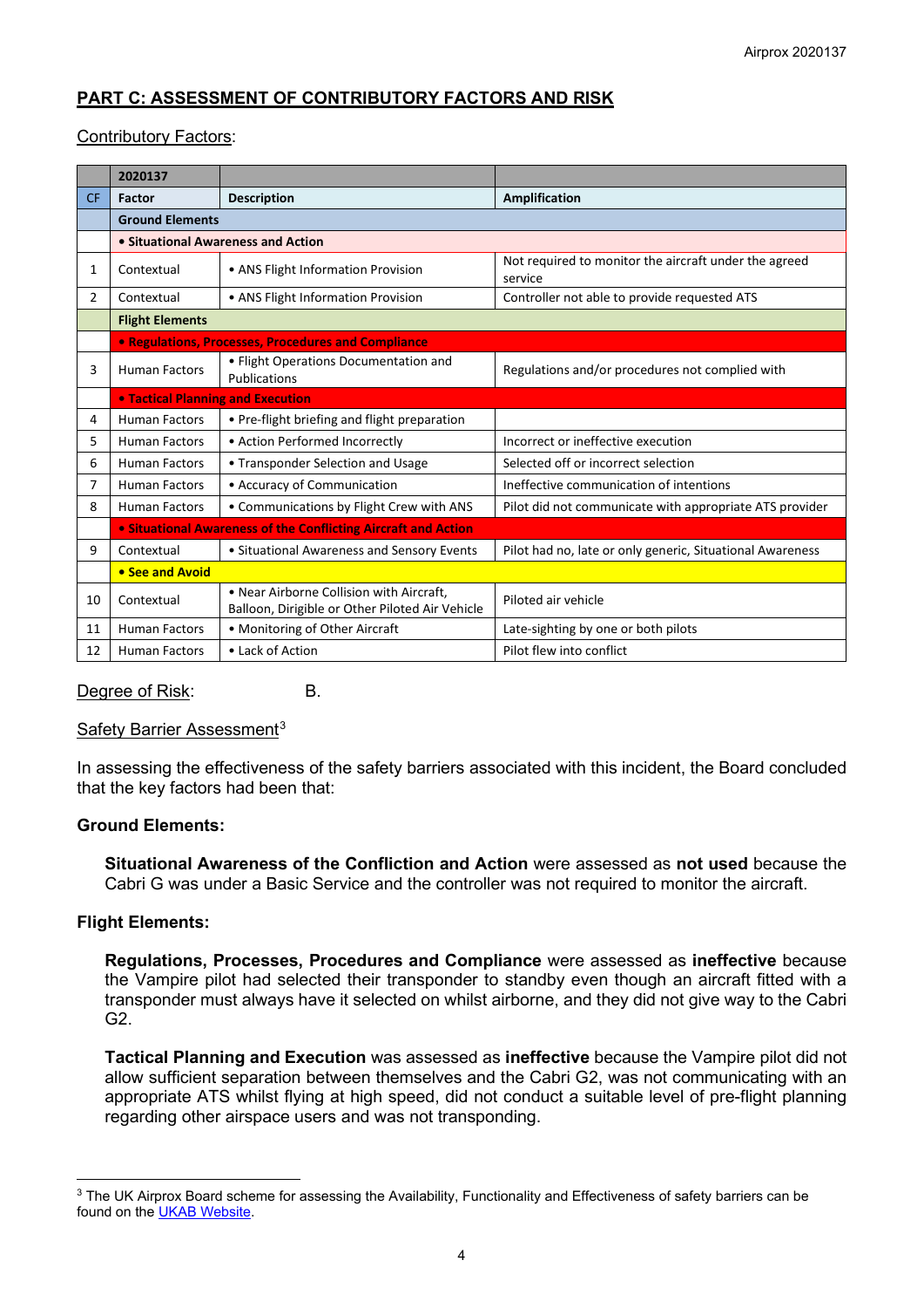## PART C: ASSESSMENT OF CONTRIBUTORY FACTORS AND RISK

Contributory Factors:

| | 2020137 | | |
|---|---|---|---|
| CF | Factor | Description | Amplification |
| | **Ground Elements** | | |
| | **• Situational Awareness and Action** | | |
| 1 | Contextual | • ANS Flight Information Provision | Not required to monitor the aircraft under the agreed service |
| 2 | Contextual | • ANS Flight Information Provision | Controller not able to provide requested ATS |
| | **Flight Elements** | | |
| | **• Regulations, Processes, Procedures and Compliance** | | |
| 3 | Human Factors | • Flight Operations Documentation and Publications | Regulations and/or procedures not complied with |
| | **• Tactical Planning and Execution** | | |
| 4 | Human Factors | • Pre-flight briefing and flight preparation | |
| 5 | Human Factors | • Action Performed Incorrectly | Incorrect or ineffective execution |
| 6 | Human Factors | • Transponder Selection and Usage | Selected off or incorrect selection |
| 7 | Human Factors | • Accuracy of Communication | Ineffective communication of intentions |
| 8 | Human Factors | • Communications by Flight Crew with ANS | Pilot did not communicate with appropriate ATS provider |
| | **• Situational Awareness of the Conflicting Aircraft and Action** | | |
| 9 | Contextual | • Situational Awareness and Sensory Events | Pilot had no, late or only generic, Situational Awareness |
| | **• See and Avoid** | | |
| 10 | Contextual | • Near Airborne Collision with Aircraft, Balloon, Dirigible or Other Piloted Air Vehicle | Piloted air vehicle |
| 11 | Human Factors | • Monitoring of Other Aircraft | Late-sighting by one or both pilots |
| 12 | Human Factors | • Lack of Action | Pilot flew into conflict |

Degree of Risk: B.

Safety Barrier Assessment[3]

In assessing the effectiveness of the safety barriers associated with this incident, the Board concluded that the key factors had been that:

**Ground Elements:**

**Situational Awareness of the Confliction and Action** were assessed as **not used** because the Cabri G was under a Basic Service and the controller was not required to monitor the aircraft.

**Flight Elements:**

**Regulations, Processes, Procedures and Compliance** were assessed as **ineffective** because the Vampire pilot had selected their transponder to standby even though an aircraft fitted with a transponder must always have it selected on whilst airborne, and they did not give way to the Cabri G2.

**Tactical Planning and Execution** was assessed as **ineffective** because the Vampire pilot did not allow sufficient separation between themselves and the Cabri G2, was not communicating with an appropriate ATS whilst flying at high speed, did not conduct a suitable level of pre-flight planning regarding other airspace users and was not transponding.

---

[3] The UK Airprox Board scheme for assessing the Availability, Functionality and Effectiveness of safety barriers can be found on the UKAB Website.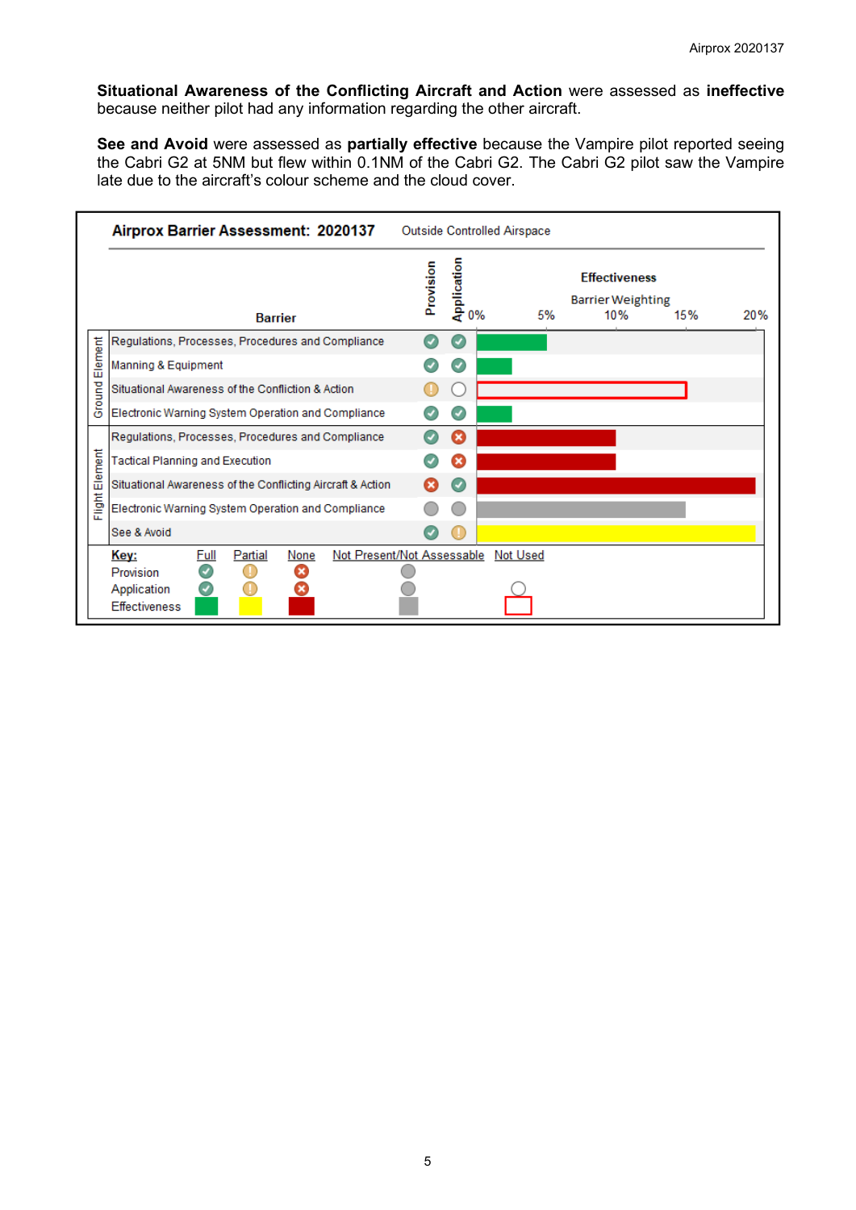**Situational Awareness of the Conflicting Aircraft and Action** were assessed as **ineffective** because neither pilot had any information regarding the other aircraft.

**See and Avoid** were assessed as **partially effective** because the Vampire pilot reported seeing the Cabri G2 at 5NM but flew within 0.1NM of the Cabri G2. The Cabri G2 pilot saw the Vampire late due to the aircraft's colour scheme and the cloud cover.

**Airprox Barrier Assessment: 2020137** Outside Controlled Airspace

Barrier

Provision

Application

Effectiveness

Barrier Weighting

0% 5% 10% 15% 20%

Ground Element

Regulations, Processes, Procedures and Compliance

Manning & Equipment

Situational Awareness of the Confliction & Action

Electronic Warning System Operation and Compliance

Flight Element

Regulations, Processes, Procedures and Compliance

Tactical Planning and Execution

Situational Awareness of the Conflicting Aircraft & Action

Electronic Warning System Operation and Compliance

See & Avoid

Key: Full Partial None Not Present/Not Assessable Not Used

Provision

Application

Effectiveness